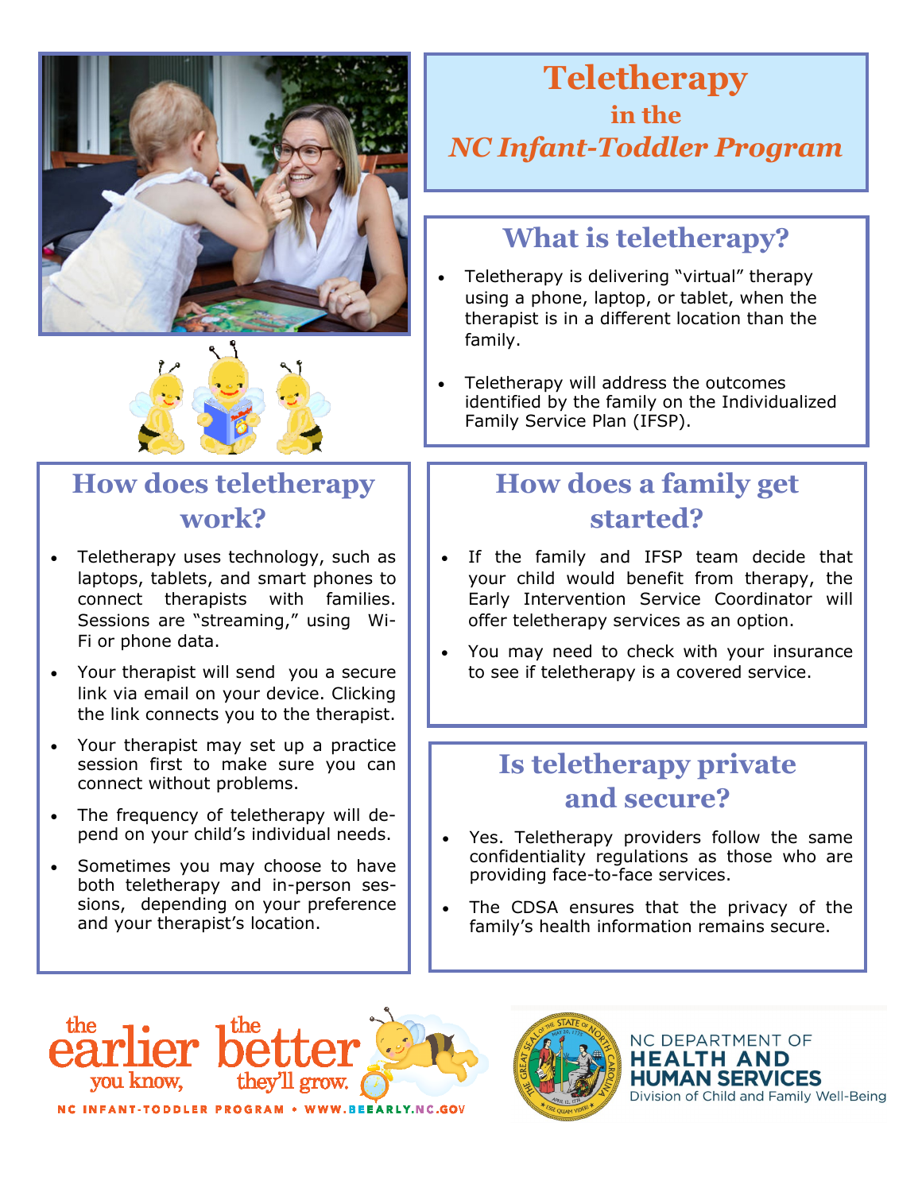# Teletherapy
## in the
## *NC Infant-Toddler Program*

## What is teletherapy?

- Teletherapy is delivering "virtual" therapy using a phone, laptop, or tablet, when the therapist is in a different location than the family.
- Teletherapy will address the outcomes identified by the family on the Individualized Family Service Plan (IFSP).

## How does teletherapy work?

- Teletherapy uses technology, such as laptops, tablets, and smart phones to connect therapists with families. Sessions are "streaming," using Wi-Fi or phone data.
- Your therapist will send you a secure link via email on your device. Clicking the link connects you to the therapist.
- Your therapist may set up a practice session first to make sure you can connect without problems.
- The frequency of teletherapy will depend on your child's individual needs.
- Sometimes you may choose to have both teletherapy and in-person sessions, depending on your preference and your therapist's location.

## How does a family get started?

- If the family and IFSP team decide that your child would benefit from therapy, the Early Intervention Service Coordinator will offer teletherapy services as an option.
- You may need to check with your insurance to see if teletherapy is a covered service.

## Is teletherapy private and secure?

- Yes. Teletherapy providers follow the same confidentiality regulations as those who are providing face-to-face services.
- The CDSA ensures that the privacy of the family's health information remains secure.

the earlier you know, the better they'll grow.

NC INFANT-TODDLER PROGRAM • WWW.BEEARLY.NC.GOV

NC DEPARTMENT OF HEALTH AND HUMAN SERVICES
Division of Child and Family Well-Being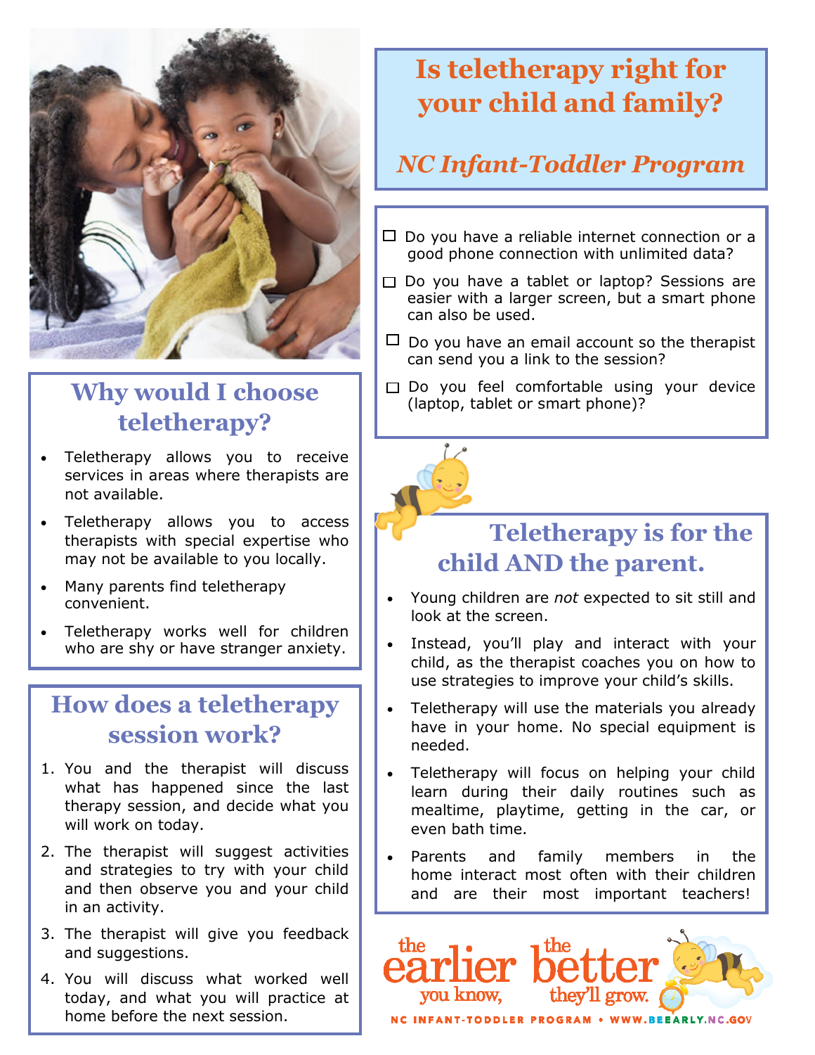# Is teletherapy right for your child and family?

## *NC Infant-Toddler Program*

- ☐ Do you have a reliable internet connection or a good phone connection with unlimited data?
- ☐ Do you have a tablet or laptop? Sessions are easier with a larger screen, but a smart phone can also be used.
- ☐ Do you have an email account so the therapist can send you a link to the session?
- ☐ Do you feel comfortable using your device (laptop, tablet or smart phone)?

## Why would I choose teletherapy?

- Teletherapy allows you to receive services in areas where therapists are not available.
- Teletherapy allows you to access therapists with special expertise who may not be available to you locally.
- Many parents find teletherapy convenient.
- Teletherapy works well for children who are shy or have stranger anxiety.

## How does a teletherapy session work?

1. You and the therapist will discuss what has happened since the last therapy session, and decide what you will work on today.
2. The therapist will suggest activities and strategies to try with your child and then observe you and your child in an activity.
3. The therapist will give you feedback and suggestions.
4. You will discuss what worked well today, and what you will practice at home before the next session.

## Teletherapy is for the child AND the parent.

- Young children are *not* expected to sit still and look at the screen.
- Instead, you'll play and interact with your child, as the therapist coaches you on how to use strategies to improve your child's skills.
- Teletherapy will use the materials you already have in your home. No special equipment is needed.
- Teletherapy will focus on helping your child learn during their daily routines such as mealtime, playtime, getting in the car, or even bath time.
- Parents and family members in the home interact most often with their children and are their most important teachers!

the earlier you know, the better they'll grow.

NC INFANT-TODDLER PROGRAM • WWW.BEEARLY.NC.GOV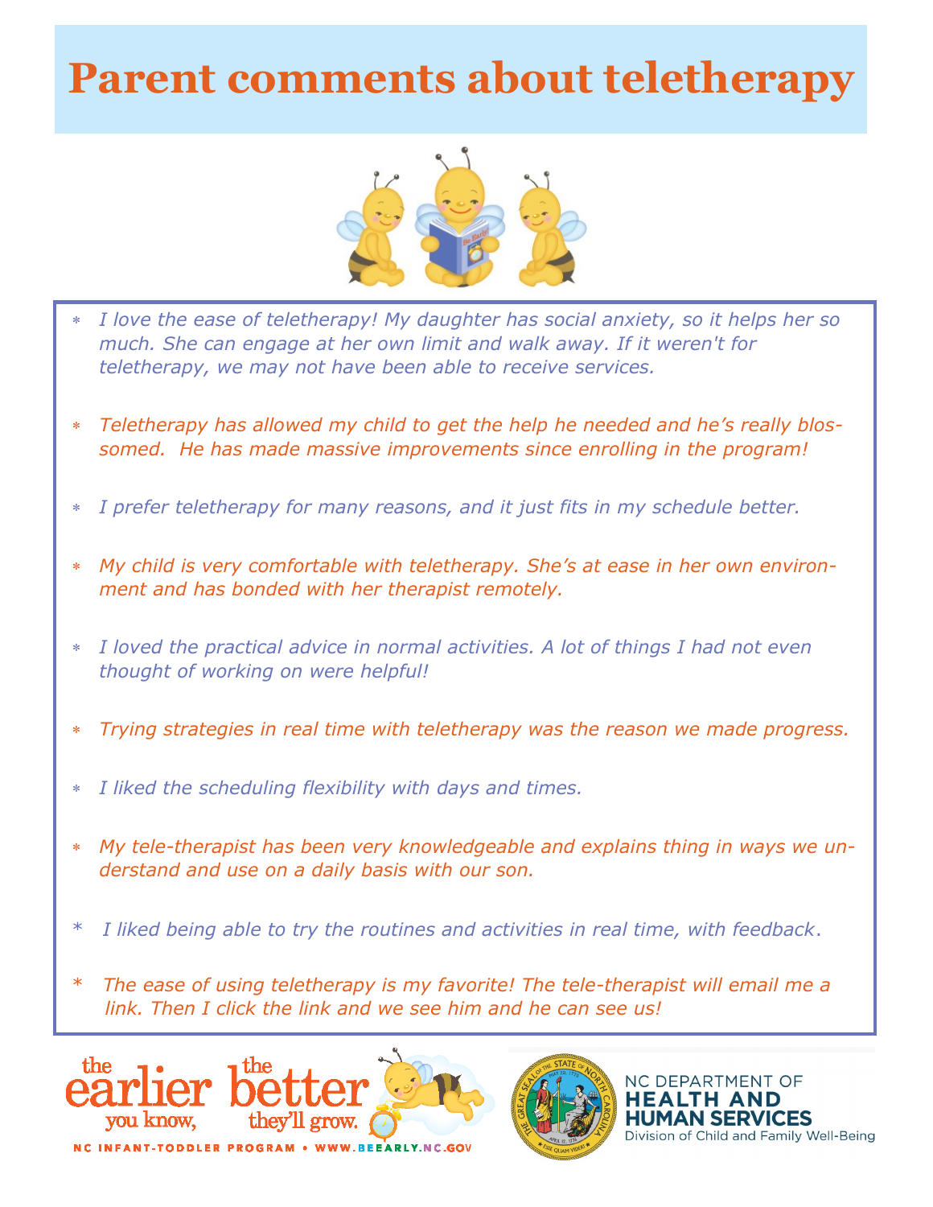# Parent comments about teletherapy

- *I love the ease of teletherapy! My daughter has social anxiety, so it helps her so much. She can engage at her own limit and walk away. If it weren't for teletherapy, we may not have been able to receive services.*

- *Teletherapy has allowed my child to get the help he needed and he's really blossomed. He has made massive improvements since enrolling in the program!*

- *I prefer teletherapy for many reasons, and it just fits in my schedule better.*

- *My child is very comfortable with teletherapy. She's at ease in her own environment and has bonded with her therapist remotely.*

- *I loved the practical advice in normal activities. A lot of things I had not even thought of working on were helpful!*

- *Trying strategies in real time with teletherapy was the reason we made progress.*

- *I liked the scheduling flexibility with days and times.*

- *My tele-therapist has been very knowledgeable and explains thing in ways we understand and use on a daily basis with our son.*

- *I liked being able to try the routines and activities in real time, with feedback.*

- *The ease of using teletherapy is my favorite! The tele-therapist will email me a link. Then I click the link and we see him and he can see us!*

the earlier you know, the better they'll grow.

NC INFANT-TODDLER PROGRAM • WWW.BEEARLY.NC.GOV

NC DEPARTMENT OF **HEALTH AND HUMAN SERVICES**
Division of Child and Family Well-Being